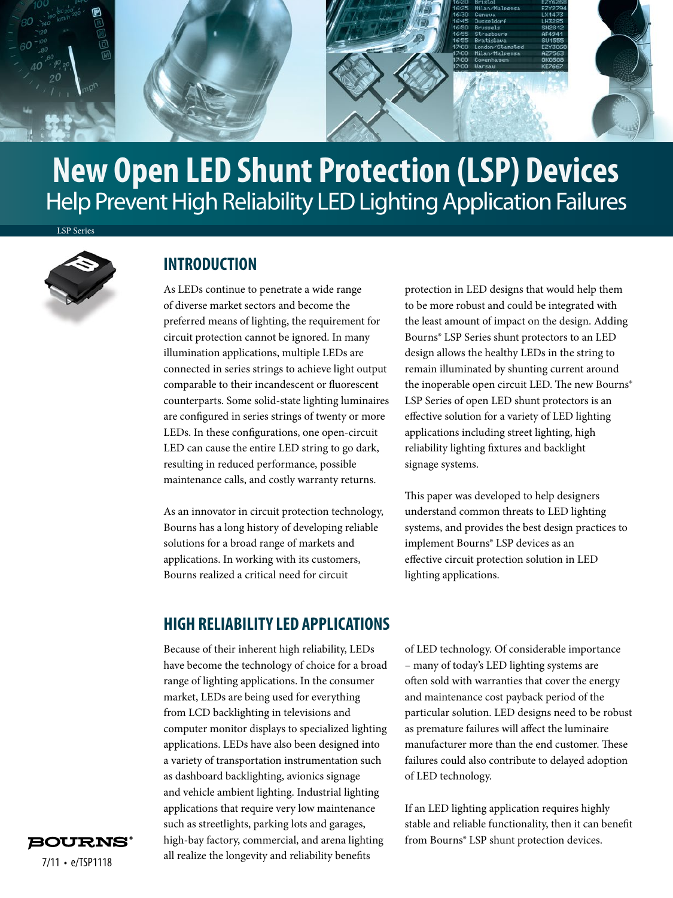# New Open LED Shunt Protection (LSP) Devices

## Help Prevent High Reliability LED Lighting Application Failures

LSP Series

## INTRODUCTION

As LEDs continue to penetrate a wide range of diverse market sectors and become the preferred means of lighting, the requirement for circuit protection cannot be ignored. In many illumination applications, multiple LEDs are connected in series strings to achieve light output comparable to their incandescent or fluorescent counterparts. Some solid-state lighting luminaires are configured in series strings of twenty or more LEDs. In these configurations, one open-circuit LED can cause the entire LED string to go dark, resulting in reduced performance, possible maintenance calls, and costly warranty returns.

As an innovator in circuit protection technology, Bourns has a long history of developing reliable solutions for a broad range of markets and applications. In working with its customers, Bourns realized a critical need for circuit protection in LED designs that would help them to be more robust and could be integrated with the least amount of impact on the design. Adding Bourns® LSP Series shunt protectors to an LED design allows the healthy LEDs in the string to remain illuminated by shunting current around the inoperable open circuit LED. The new Bourns® LSP Series of open LED shunt protectors is an effective solution for a variety of LED lighting applications including street lighting, high reliability lighting fixtures and backlight signage systems.

This paper was developed to help designers understand common threats to LED lighting systems, and provides the best design practices to implement Bourns® LSP devices as an effective circuit protection solution in LED lighting applications.

## HIGH RELIABILITY LED APPLICATIONS

Because of their inherent high reliability, LEDs have become the technology of choice for a broad range of lighting applications. In the consumer market, LEDs are being used for everything from LCD backlighting in televisions and computer monitor displays to specialized lighting applications. LEDs have also been designed into a variety of transportation instrumentation such as dashboard backlighting, avionics signage and vehicle ambient lighting. Industrial lighting applications that require very low maintenance such as streetlights, parking lots and garages, high-bay factory, commercial, and arena lighting all realize the longevity and reliability benefits of LED technology. Of considerable importance – many of today's LED lighting systems are often sold with warranties that cover the energy and maintenance cost payback period of the particular solution. LED designs need to be robust as premature failures will affect the luminaire manufacturer more than the end customer. These failures could also contribute to delayed adoption of LED technology.

If an LED lighting application requires highly stable and reliable functionality, then it can benefit from Bourns® LSP shunt protection devices.

7/11 • e/TSP1118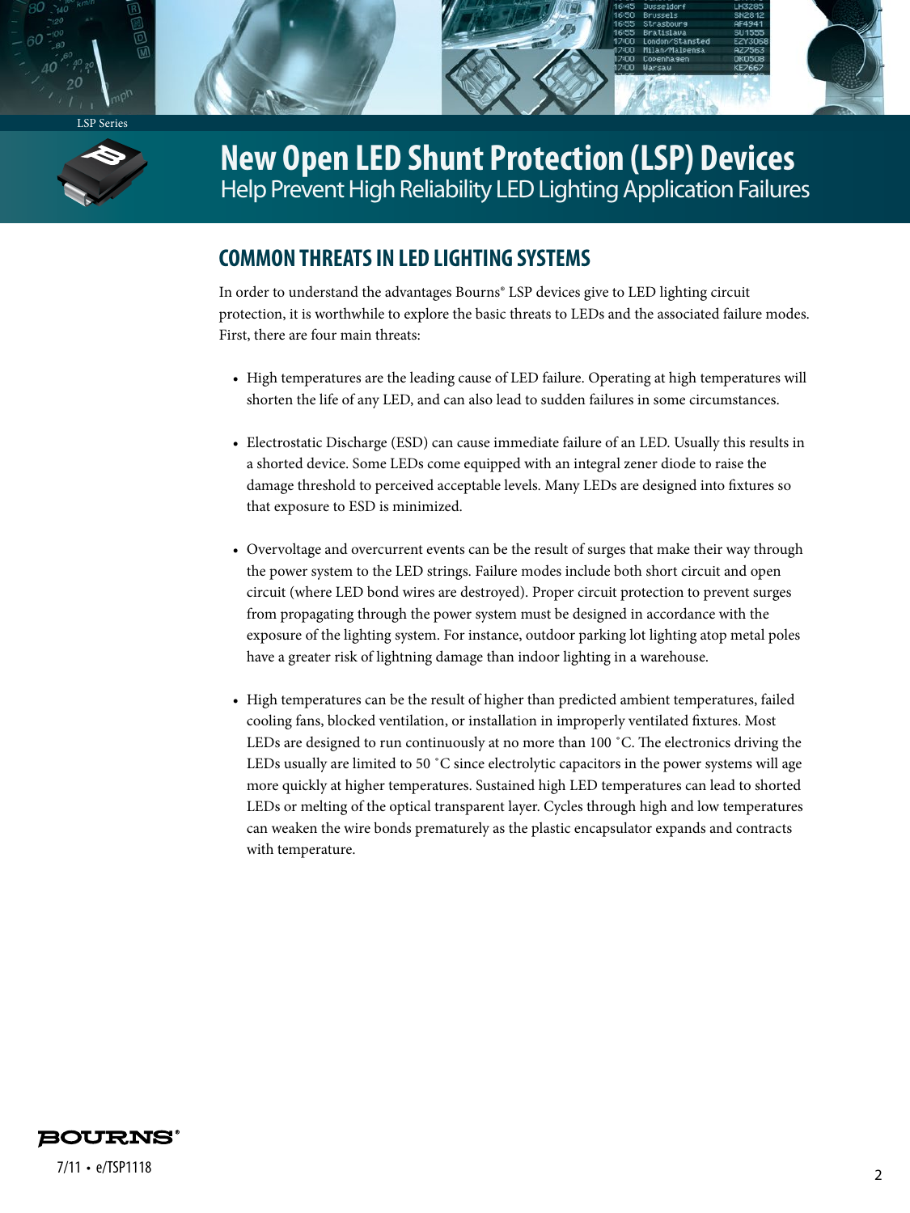LSP Series

# New Open LED Shunt Protection (LSP) Devices

Help Prevent High Reliability LED Lighting Application Failures

## COMMON THREATS IN LED LIGHTING SYSTEMS

In order to understand the advantages Bourns® LSP devices give to LED lighting circuit protection, it is worthwhile to explore the basic threats to LEDs and the associated failure modes. First, there are four main threats:

- High temperatures are the leading cause of LED failure. Operating at high temperatures will shorten the life of any LED, and can also lead to sudden failures in some circumstances.
- Electrostatic Discharge (ESD) can cause immediate failure of an LED. Usually this results in a shorted device. Some LEDs come equipped with an integral zener diode to raise the damage threshold to perceived acceptable levels. Many LEDs are designed into fixtures so that exposure to ESD is minimized.
- Overvoltage and overcurrent events can be the result of surges that make their way through the power system to the LED strings. Failure modes include both short circuit and open circuit (where LED bond wires are destroyed). Proper circuit protection to prevent surges from propagating through the power system must be designed in accordance with the exposure of the lighting system. For instance, outdoor parking lot lighting atop metal poles have a greater risk of lightning damage than indoor lighting in a warehouse.
- High temperatures can be the result of higher than predicted ambient temperatures, failed cooling fans, blocked ventilation, or installation in improperly ventilated fixtures. Most LEDs are designed to run continuously at no more than 100 °C. The electronics driving the LEDs usually are limited to 50 °C since electrolytic capacitors in the power systems will age more quickly at higher temperatures. Sustained high LED temperatures can lead to shorted LEDs or melting of the optical transparent layer. Cycles through high and low temperatures can weaken the wire bonds prematurely as the plastic encapsulator expands and contracts with temperature.

7/11 • e/TSP1118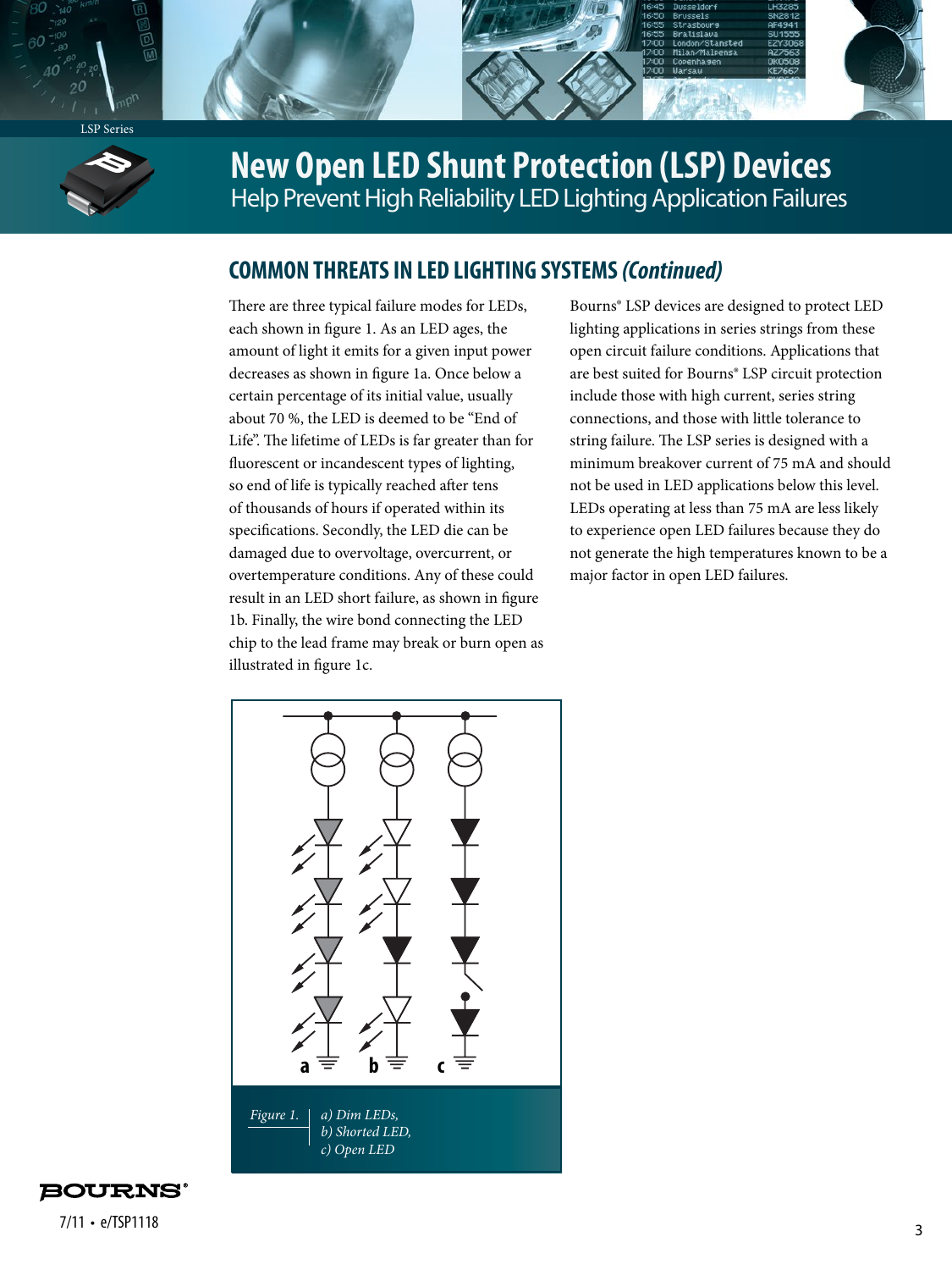# New Open LED Shunt Protection (LSP) Devices

Help Prevent High Reliability LED Lighting Application Failures

## COMMON THREATS IN LED LIGHTING SYSTEMS *(Continued)*

There are three typical failure modes for LEDs, each shown in figure 1. As an LED ages, the amount of light it emits for a given input power decreases as shown in figure 1a. Once below a certain percentage of its initial value, usually about 70 %, the LED is deemed to be "End of Life". The lifetime of LEDs is far greater than for fluorescent or incandescent types of lighting, so end of life is typically reached after tens of thousands of hours if operated within its specifications. Secondly, the LED die can be damaged due to overvoltage, overcurrent, or overtemperature conditions. Any of these could result in an LED short failure, as shown in figure 1b. Finally, the wire bond connecting the LED chip to the lead frame may break or burn open as illustrated in figure 1c.

Bourns® LSP devices are designed to protect LED lighting applications in series strings from these open circuit failure conditions. Applications that are best suited for Bourns® LSP circuit protection include those with high current, series string connections, and those with little tolerance to string failure. The LSP series is designed with a minimum breakover current of 75 mA and should not be used in LED applications below this level. LEDs operating at less than 75 mA are less likely to experience open LED failures because they do not generate the high temperatures known to be a major factor in open LED failures.

*Figure 1. a) Dim LEDs, b) Shorted LED, c) Open LED*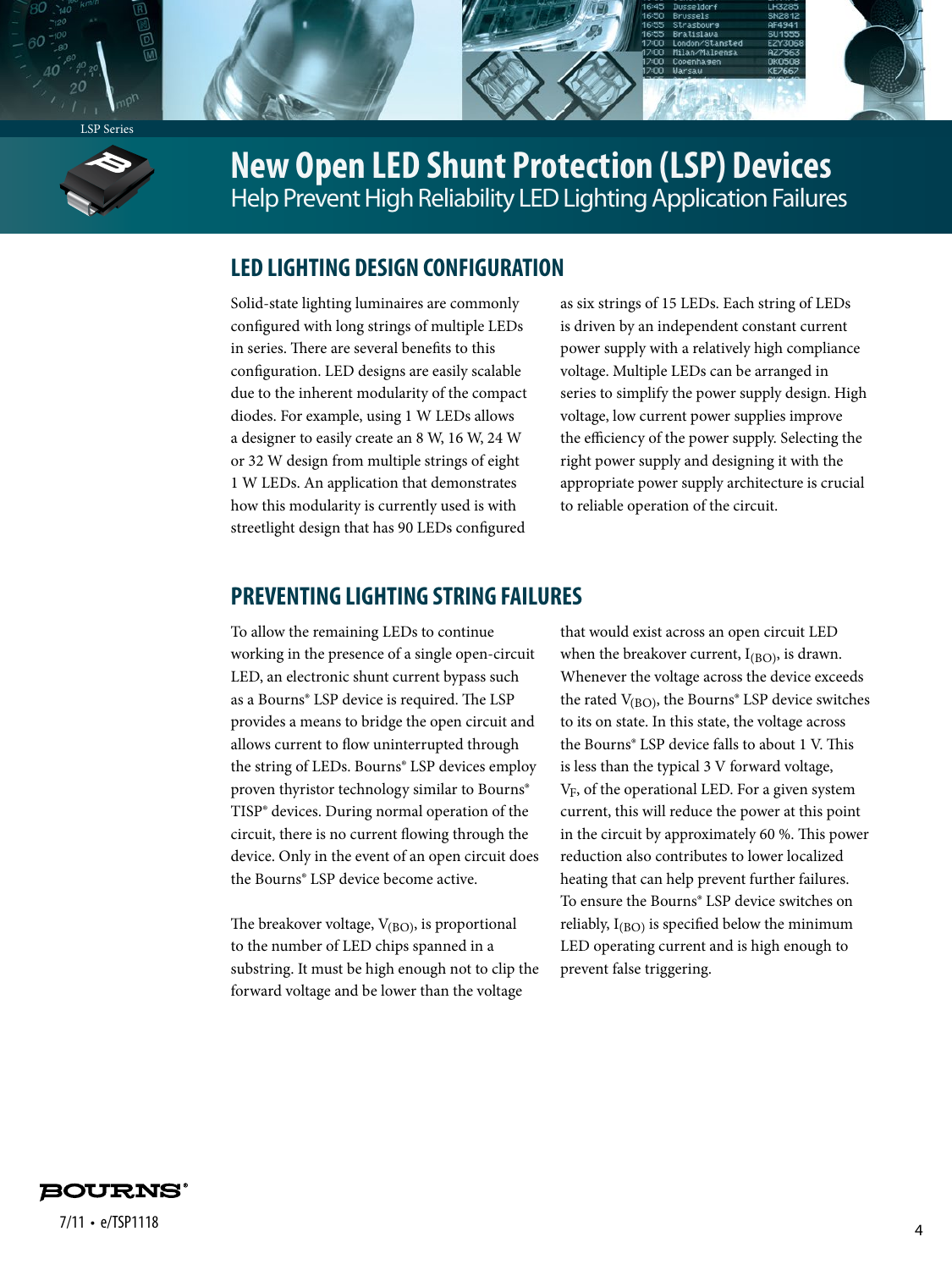LSP Series

# New Open LED Shunt Protection (LSP) Devices

## Help Prevent High Reliability LED Lighting Application Failures

## LED LIGHTING DESIGN CONFIGURATION

Solid-state lighting luminaires are commonly configured with long strings of multiple LEDs in series. There are several benefits to this configuration. LED designs are easily scalable due to the inherent modularity of the compact diodes. For example, using 1 W LEDs allows a designer to easily create an 8 W, 16 W, 24 W or 32 W design from multiple strings of eight 1 W LEDs. An application that demonstrates how this modularity is currently used is with streetlight design that has 90 LEDs configured as six strings of 15 LEDs. Each string of LEDs is driven by an independent constant current power supply with a relatively high compliance voltage. Multiple LEDs can be arranged in series to simplify the power supply design. High voltage, low current power supplies improve the efficiency of the power supply. Selecting the right power supply and designing it with the appropriate power supply architecture is crucial to reliable operation of the circuit.

## PREVENTING LIGHTING STRING FAILURES

To allow the remaining LEDs to continue working in the presence of a single open-circuit LED, an electronic shunt current bypass such as a Bourns® LSP device is required. The LSP provides a means to bridge the open circuit and allows current to flow uninterrupted through the string of LEDs. Bourns® LSP devices employ proven thyristor technology similar to Bourns® TISP® devices. During normal operation of the circuit, there is no current flowing through the device. Only in the event of an open circuit does the Bourns® LSP device become active.

The breakover voltage, $V_{(BO)}$, is proportional to the number of LED chips spanned in a substring. It must be high enough not to clip the forward voltage and be lower than the voltage that would exist across an open circuit LED when the breakover current, $I_{(BO)}$, is drawn. Whenever the voltage across the device exceeds the rated $V_{(BO)}$, the Bourns® LSP device switches to its on state. In this state, the voltage across the Bourns® LSP device falls to about 1 V. This is less than the typical 3 V forward voltage, $V_F$, of the operational LED. For a given system current, this will reduce the power at this point in the circuit by approximately 60 %. This power reduction also contributes to lower localized heating that can help prevent further failures. To ensure the Bourns® LSP device switches on reliably, $I_{(BO)}$ is specified below the minimum LED operating current and is high enough to prevent false triggering.

BOURNS®

7/11 • e/TSP1118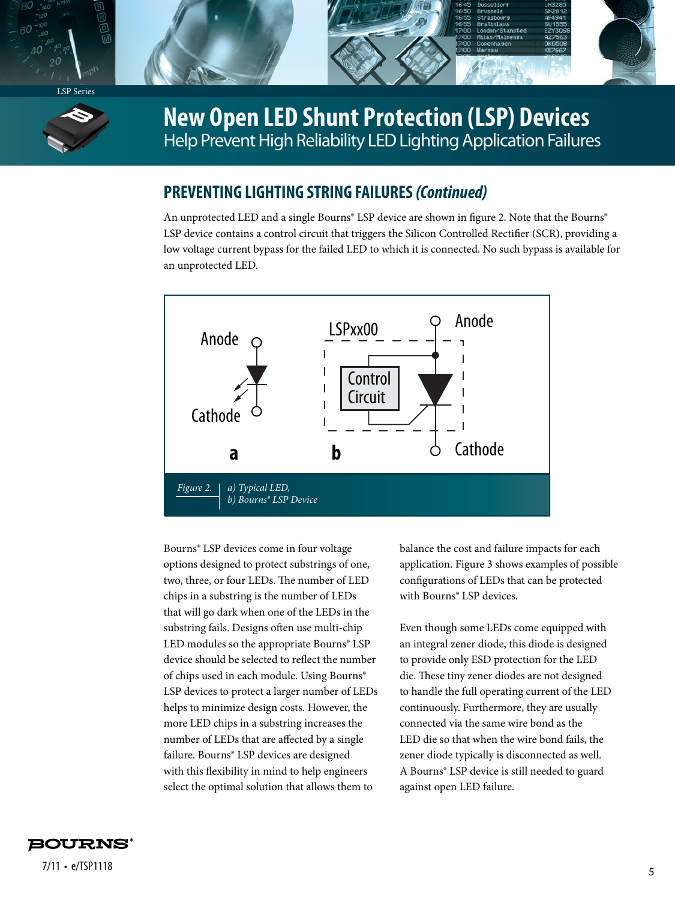# New Open LED Shunt Protection (LSP) Devices

Help Prevent High Reliability LED Lighting Application Failures

## PREVENTING LIGHTING STRING FAILURES *(Continued)*

An unprotected LED and a single Bourns® LSP device are shown in figure 2. Note that the Bourns® LSP device contains a control circuit that triggers the Silicon Controlled Rectifier (SCR), providing a low voltage current bypass for the failed LED to which it is connected. No such bypass is available for an unprotected LED.

Anode

Cathode

a

LSPxx00

Control Circuit

Anode

Cathode

b

*Figure 2. a) Typical LED, b) Bourns® LSP Device*

Bourns® LSP devices come in four voltage options designed to protect substrings of one, two, three, or four LEDs. The number of LED chips in a substring is the number of LEDs that will go dark when one of the LEDs in the substring fails. Designs often use multi-chip LED modules so the appropriate Bourns® LSP device should be selected to reflect the number of chips used in each module. Using Bourns® LSP devices to protect a larger number of LEDs helps to minimize design costs. However, the more LED chips in a substring increases the number of LEDs that are affected by a single failure. Bourns® LSP devices are designed with this flexibility in mind to help engineers select the optimal solution that allows them to balance the cost and failure impacts for each application. Figure 3 shows examples of possible configurations of LEDs that can be protected with Bourns® LSP devices.

Even though some LEDs come equipped with an integral zener diode, this diode is designed to provide only ESD protection for the LED die. These tiny zener diodes are not designed to handle the full operating current of the LED continuously. Furthermore, they are usually connected via the same wire bond as the LED die so that when the wire bond fails, the zener diode typically is disconnected as well. A Bourns® LSP device is still needed to guard against open LED failure.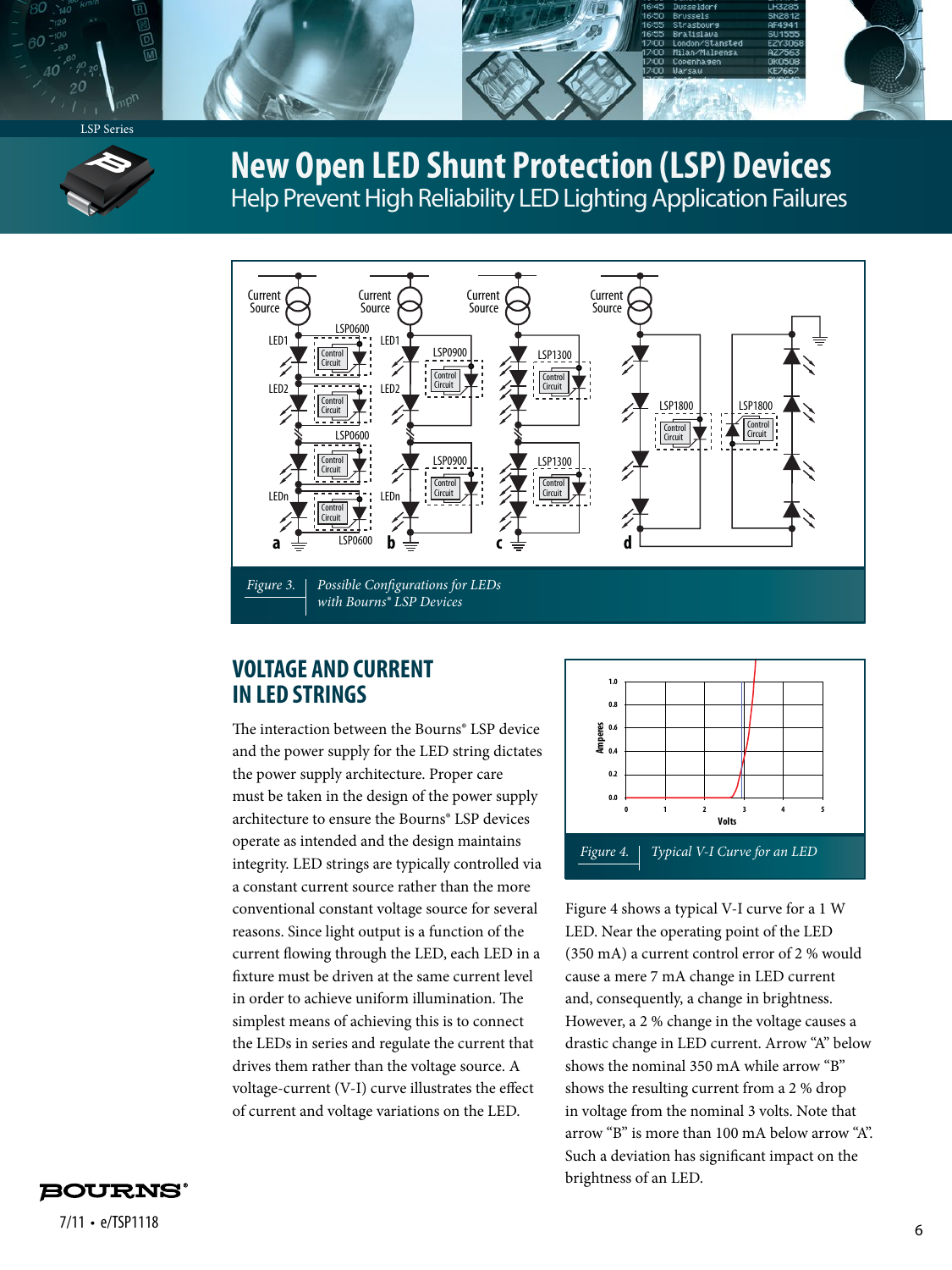LSP Series

# New Open LED Shunt Protection (LSP) Devices

Help Prevent High Reliability LED Lighting Application Failures

*Figure 3.* *Possible Configurations for LEDs with Bourns® LSP Devices*

## VOLTAGE AND CURRENT IN LED STRINGS

The interaction between the Bourns® LSP device and the power supply for the LED string dictates the power supply architecture. Proper care must be taken in the design of the power supply architecture to ensure the Bourns® LSP devices operate as intended and the design maintains integrity. LED strings are typically controlled via a constant current source rather than the more conventional constant voltage source for several reasons. Since light output is a function of the current flowing through the LED, each LED in a fixture must be driven at the same current level in order to achieve uniform illumination. The simplest means of achieving this is to connect the LEDs in series and regulate the current that drives them rather than the voltage source. A voltage-current (V-I) curve illustrates the effect of current and voltage variations on the LED.

*Figure 4.* *Typical V-I Curve for an LED*

Figure 4 shows a typical V-I curve for a 1 W LED. Near the operating point of the LED (350 mA) a current control error of 2 % would cause a mere 7 mA change in LED current and, consequently, a change in brightness. However, a 2 % change in the voltage causes a drastic change in LED current. Arrow “A” below shows the nominal 350 mA while arrow “B” shows the resulting current from a 2 % drop in voltage from the nominal 3 volts. Note that arrow “B” is more than 100 mA below arrow “A”. Such a deviation has significant impact on the brightness of an LED.

7/11 • e/TSP1118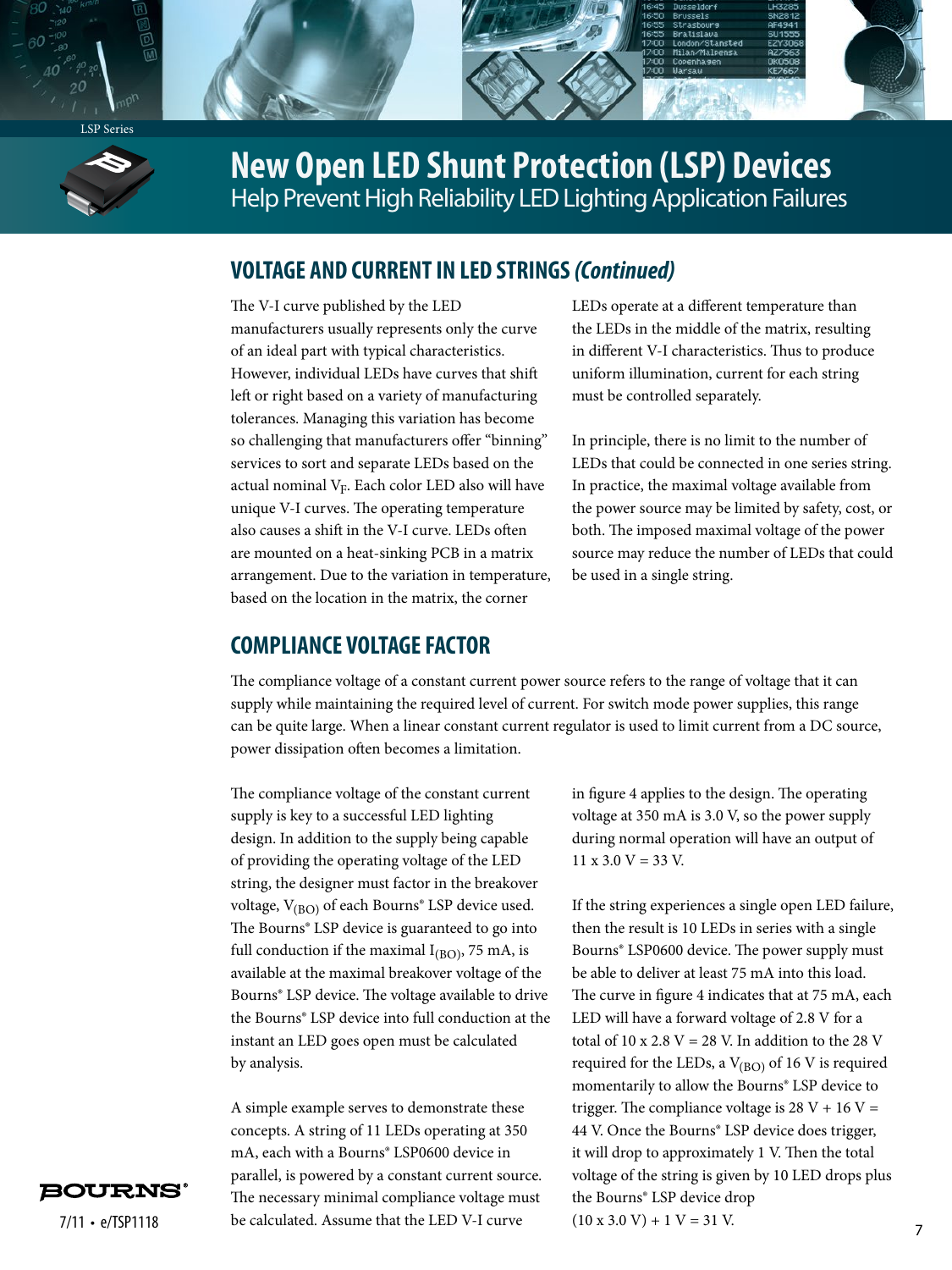# New Open LED Shunt Protection (LSP) Devices
Help Prevent High Reliability LED Lighting Application Failures

## VOLTAGE AND CURRENT IN LED STRINGS *(Continued)*

The V-I curve published by the LED manufacturers usually represents only the curve of an ideal part with typical characteristics. However, individual LEDs have curves that shift left or right based on a variety of manufacturing tolerances. Managing this variation has become so challenging that manufacturers offer "binning" services to sort and separate LEDs based on the actual nominal $V_F$. Each color LED also will have unique V-I curves. The operating temperature also causes a shift in the V-I curve. LEDs often are mounted on a heat-sinking PCB in a matrix arrangement. Due to the variation in temperature, based on the location in the matrix, the corner LEDs operate at a different temperature than the LEDs in the middle of the matrix, resulting in different V-I characteristics. Thus to produce uniform illumination, current for each string must be controlled separately.

In principle, there is no limit to the number of LEDs that could be connected in one series string. In practice, the maximal voltage available from the power source may be limited by safety, cost, or both. The imposed maximal voltage of the power source may reduce the number of LEDs that could be used in a single string.

## COMPLIANCE VOLTAGE FACTOR

The compliance voltage of a constant current power source refers to the range of voltage that it can supply while maintaining the required level of current. For switch mode power supplies, this range can be quite large. When a linear constant current regulator is used to limit current from a DC source, power dissipation often becomes a limitation.

The compliance voltage of the constant current supply is key to a successful LED lighting design. In addition to the supply being capable of providing the operating voltage of the LED string, the designer must factor in the breakover voltage, $V_{(BO)}$ of each Bourns® LSP device used. The Bourns® LSP device is guaranteed to go into full conduction if the maximal $I_{(BO)}$, 75 mA, is available at the maximal breakover voltage of the Bourns® LSP device. The voltage available to drive the Bourns® LSP device into full conduction at the instant an LED goes open must be calculated by analysis.

A simple example serves to demonstrate these concepts. A string of 11 LEDs operating at 350 mA, each with a Bourns® LSP0600 device in parallel, is powered by a constant current source. The necessary minimal compliance voltage must be calculated. Assume that the LED V-I curve in figure 4 applies to the design. The operating voltage at 350 mA is 3.0 V, so the power supply during normal operation will have an output of 11 x 3.0 V = 33 V.

If the string experiences a single open LED failure, then the result is 10 LEDs in series with a single Bourns® LSP0600 device. The power supply must be able to deliver at least 75 mA into this load. The curve in figure 4 indicates that at 75 mA, each LED will have a forward voltage of 2.8 V for a total of 10 x 2.8 V = 28 V. In addition to the 28 V required for the LEDs, a $V_{(BO)}$ of 16 V is required momentarily to allow the Bourns® LSP device to trigger. The compliance voltage is 28 V + 16 V = 44 V. Once the Bourns® LSP device does trigger, it will drop to approximately 1 V. Then the total voltage of the string is given by 10 LED drops plus the Bourns® LSP device drop (10 x 3.0 V) + 1 V = 31 V.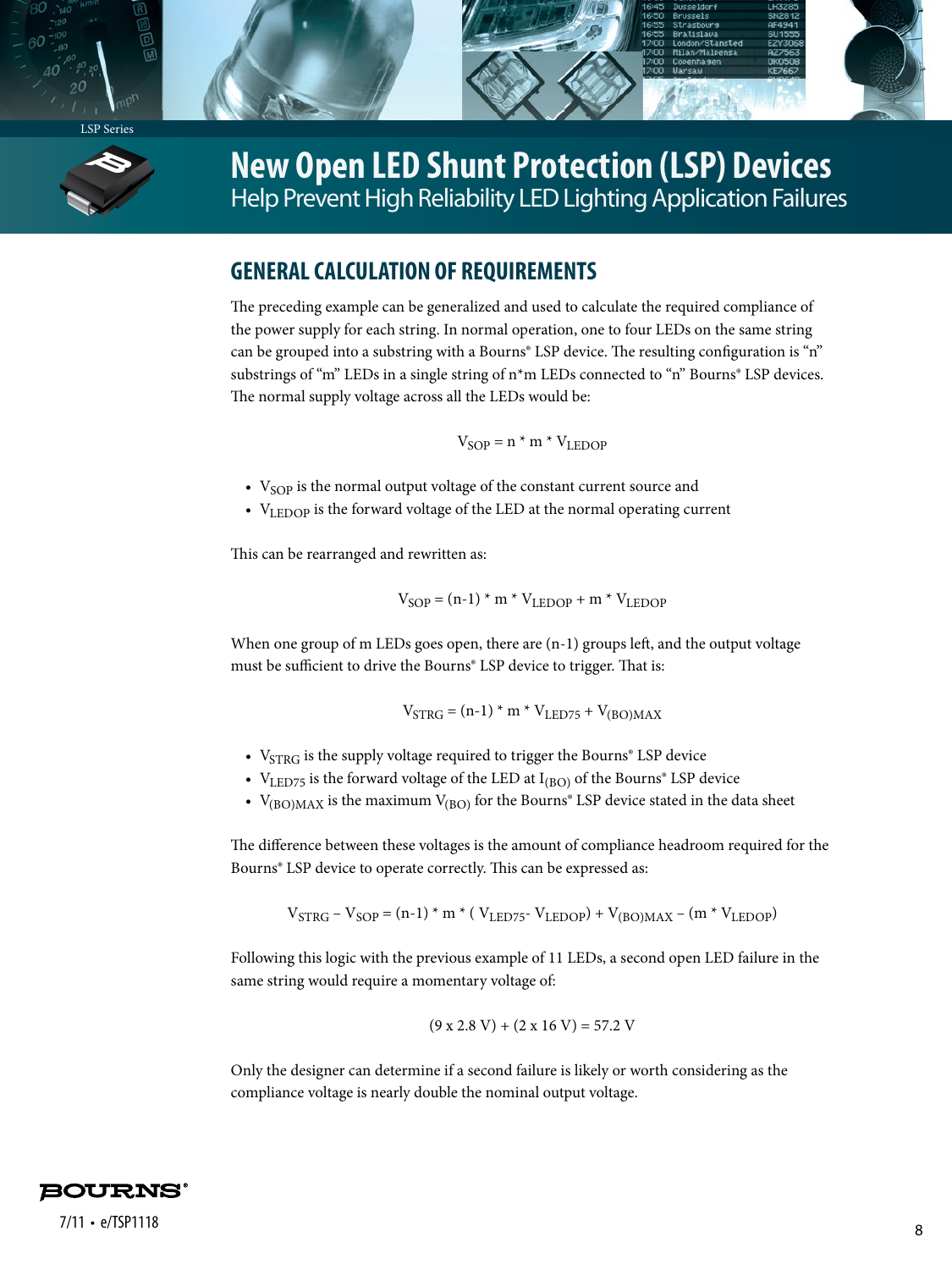# New Open LED Shunt Protection (LSP) Devices

Help Prevent High Reliability LED Lighting Application Failures

## GENERAL CALCULATION OF REQUIREMENTS

The preceding example can be generalized and used to calculate the required compliance of the power supply for each string. In normal operation, one to four LEDs on the same string can be grouped into a substring with a Bourns® LSP device. The resulting configuration is "n" substrings of "m" LEDs in a single string of n*m LEDs connected to "n" Bourns® LSP devices. The normal supply voltage across all the LEDs would be:

$$V_{SOP} = n * m * V_{LEDOP}$$

- $V_{SOP}$ is the normal output voltage of the constant current source and
- $V_{LEDOP}$ is the forward voltage of the LED at the normal operating current

This can be rearranged and rewritten as:

$$V_{SOP} = (n-1) * m * V_{LEDOP} + m * V_{LEDOP}$$

When one group of m LEDs goes open, there are (n-1) groups left, and the output voltage must be sufficient to drive the Bourns® LSP device to trigger. That is:

$$V_{STRG} = (n-1) * m * V_{LED75} + V_{(BO)MAX}$$

- $V_{STRG}$ is the supply voltage required to trigger the Bourns® LSP device
- $V_{LED75}$ is the forward voltage of the LED at $I_{(BO)}$ of the Bourns® LSP device
- $V_{(BO)MAX}$ is the maximum $V_{(BO)}$ for the Bourns® LSP device stated in the data sheet

The difference between these voltages is the amount of compliance headroom required for the Bourns® LSP device to operate correctly. This can be expressed as:

$$V_{STRG} - V_{SOP} = (n-1) * m * ( V_{LED75} - V_{LEDOP}) + V_{(BO)MAX} - (m * V_{LEDOP})$$

Following this logic with the previous example of 11 LEDs, a second open LED failure in the same string would require a momentary voltage of:

$$(9 \times 2.8 \text{ V}) + (2 \times 16 \text{ V}) = 57.2 \text{ V}$$

Only the designer can determine if a second failure is likely or worth considering as the compliance voltage is nearly double the nominal output voltage.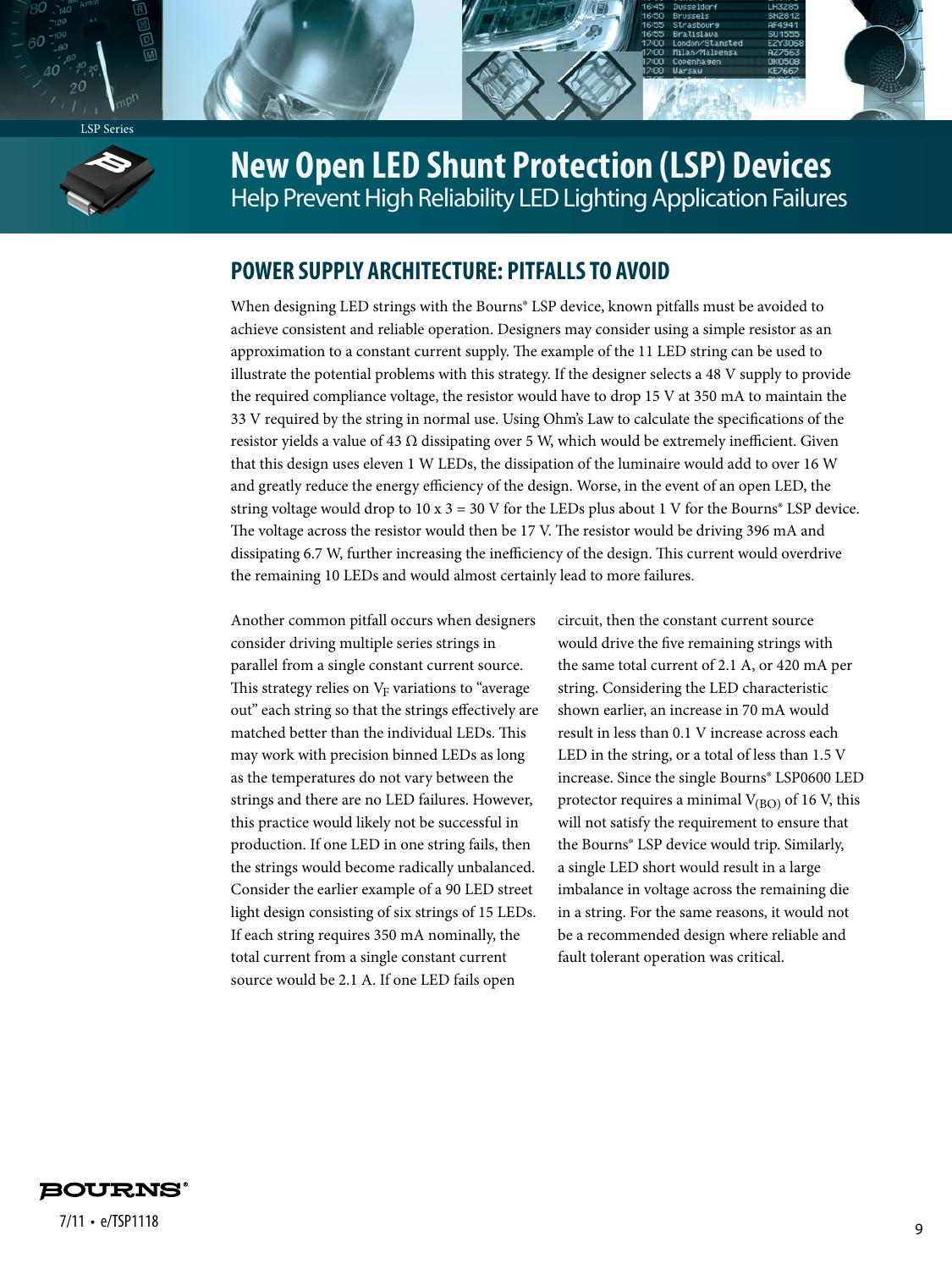# New Open LED Shunt Protection (LSP) Devices

Help Prevent High Reliability LED Lighting Application Failures

## POWER SUPPLY ARCHITECTURE: PITFALLS TO AVOID

When designing LED strings with the Bourns® LSP device, known pitfalls must be avoided to achieve consistent and reliable operation. Designers may consider using a simple resistor as an approximation to a constant current supply. The example of the 11 LED string can be used to illustrate the potential problems with this strategy. If the designer selects a 48 V supply to provide the required compliance voltage, the resistor would have to drop 15 V at 350 mA to maintain the 33 V required by the string in normal use. Using Ohm's Law to calculate the specifications of the resistor yields a value of 43 Ω dissipating over 5 W, which would be extremely inefficient. Given that this design uses eleven 1 W LEDs, the dissipation of the luminaire would add to over 16 W and greatly reduce the energy efficiency of the design. Worse, in the event of an open LED, the string voltage would drop to 10 x 3 = 30 V for the LEDs plus about 1 V for the Bourns® LSP device. The voltage across the resistor would then be 17 V. The resistor would be driving 396 mA and dissipating 6.7 W, further increasing the inefficiency of the design. This current would overdrive the remaining 10 LEDs and would almost certainly lead to more failures.

Another common pitfall occurs when designers consider driving multiple series strings in parallel from a single constant current source. This strategy relies on $V_F$ variations to "average out" each string so that the strings effectively are matched better than the individual LEDs. This may work with precision binned LEDs as long as the temperatures do not vary between the strings and there are no LED failures. However, this practice would likely not be successful in production. If one LED in one string fails, then the strings would become radically unbalanced. Consider the earlier example of a 90 LED street light design consisting of six strings of 15 LEDs. If each string requires 350 mA nominally, the total current from a single constant current source would be 2.1 A. If one LED fails open circuit, then the constant current source would drive the five remaining strings with the same total current of 2.1 A, or 420 mA per string. Considering the LED characteristic shown earlier, an increase in 70 mA would result in less than 0.1 V increase across each LED in the string, or a total of less than 1.5 V increase. Since the single Bourns® LSP0600 LED protector requires a minimal $V_{(BO)}$ of 16 V, this will not satisfy the requirement to ensure that the Bourns® LSP device would trip. Similarly, a single LED short would result in a large imbalance in voltage across the remaining die in a string. For the same reasons, it would not be a recommended design where reliable and fault tolerant operation was critical.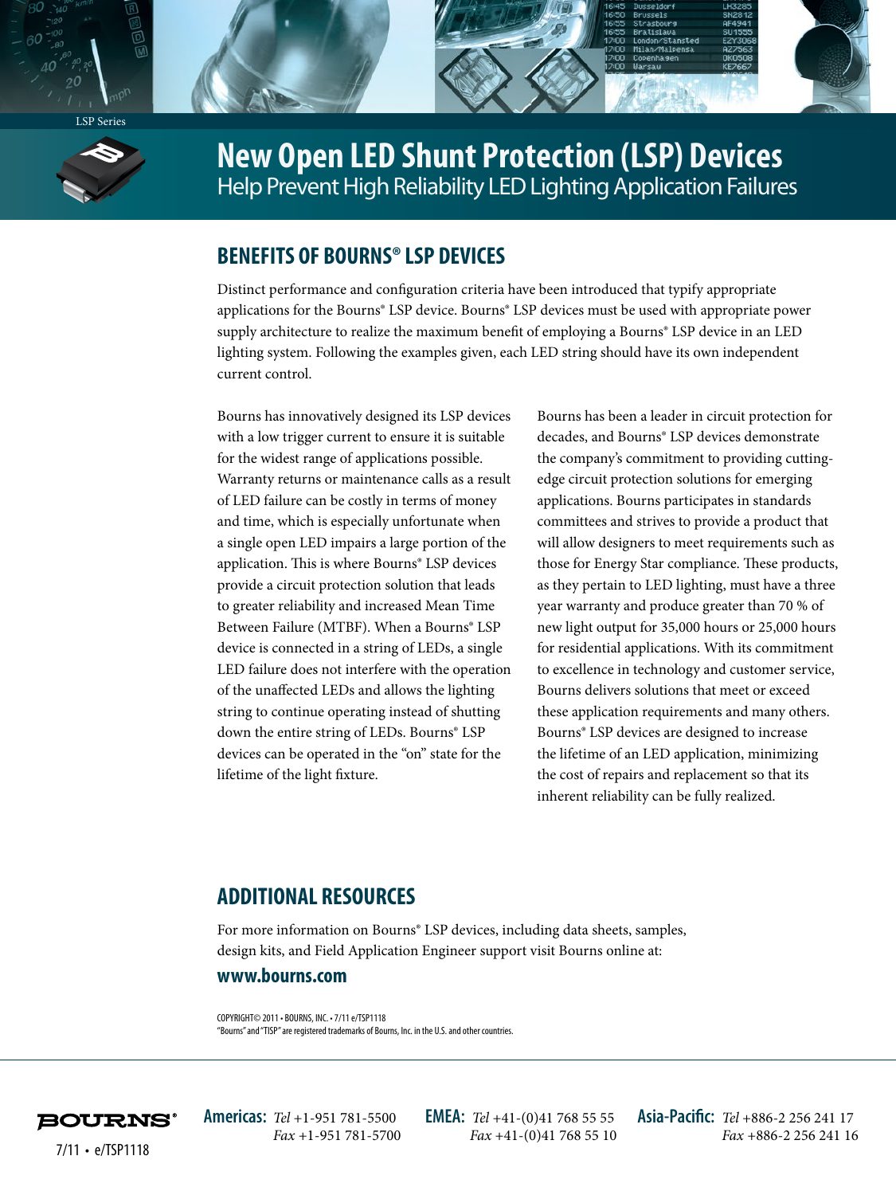LSP Series

# New Open LED Shunt Protection (LSP) Devices

Help Prevent High Reliability LED Lighting Application Failures

## BENEFITS OF BOURNS® LSP DEVICES

Distinct performance and configuration criteria have been introduced that typify appropriate applications for the Bourns® LSP device. Bourns® LSP devices must be used with appropriate power supply architecture to realize the maximum benefit of employing a Bourns® LSP device in an LED lighting system. Following the examples given, each LED string should have its own independent current control.

Bourns has innovatively designed its LSP devices with a low trigger current to ensure it is suitable for the widest range of applications possible. Warranty returns or maintenance calls as a result of LED failure can be costly in terms of money and time, which is especially unfortunate when a single open LED impairs a large portion of the application. This is where Bourns® LSP devices provide a circuit protection solution that leads to greater reliability and increased Mean Time Between Failure (MTBF). When a Bourns® LSP device is connected in a string of LEDs, a single LED failure does not interfere with the operation of the unaffected LEDs and allows the lighting string to continue operating instead of shutting down the entire string of LEDs. Bourns® LSP devices can be operated in the "on" state for the lifetime of the light fixture.

Bourns has been a leader in circuit protection for decades, and Bourns® LSP devices demonstrate the company's commitment to providing cutting-edge circuit protection solutions for emerging applications. Bourns participates in standards committees and strives to provide a product that will allow designers to meet requirements such as those for Energy Star compliance. These products, as they pertain to LED lighting, must have a three year warranty and produce greater than 70 % of new light output for 35,000 hours or 25,000 hours for residential applications. With its commitment to excellence in technology and customer service, Bourns delivers solutions that meet or exceed these application requirements and many others. Bourns® LSP devices are designed to increase the lifetime of an LED application, minimizing the cost of repairs and replacement so that its inherent reliability can be fully realized.

## ADDITIONAL RESOURCES

For more information on Bourns® LSP devices, including data sheets, samples, design kits, and Field Application Engineer support visit Bourns online at:

**www.bourns.com**

COPYRIGHT© 2011 • BOURNS, INC. • 7/11 e/TSP1118
"Bourns" and "TISP" are registered trademarks of Bourns, Inc. in the U.S. and other countries.

BOURNS®

7/11 • e/TSP1118

**Americas:** *Tel* +1-951 781-5500 *Fax* +1-951 781-5700

**EMEA:** *Tel* +41-(0)41 768 55 55 *Fax* +41-(0)41 768 55 10

**Asia-Pacific:** *Tel* +886-2 256 241 17 *Fax* +886-2 256 241 16